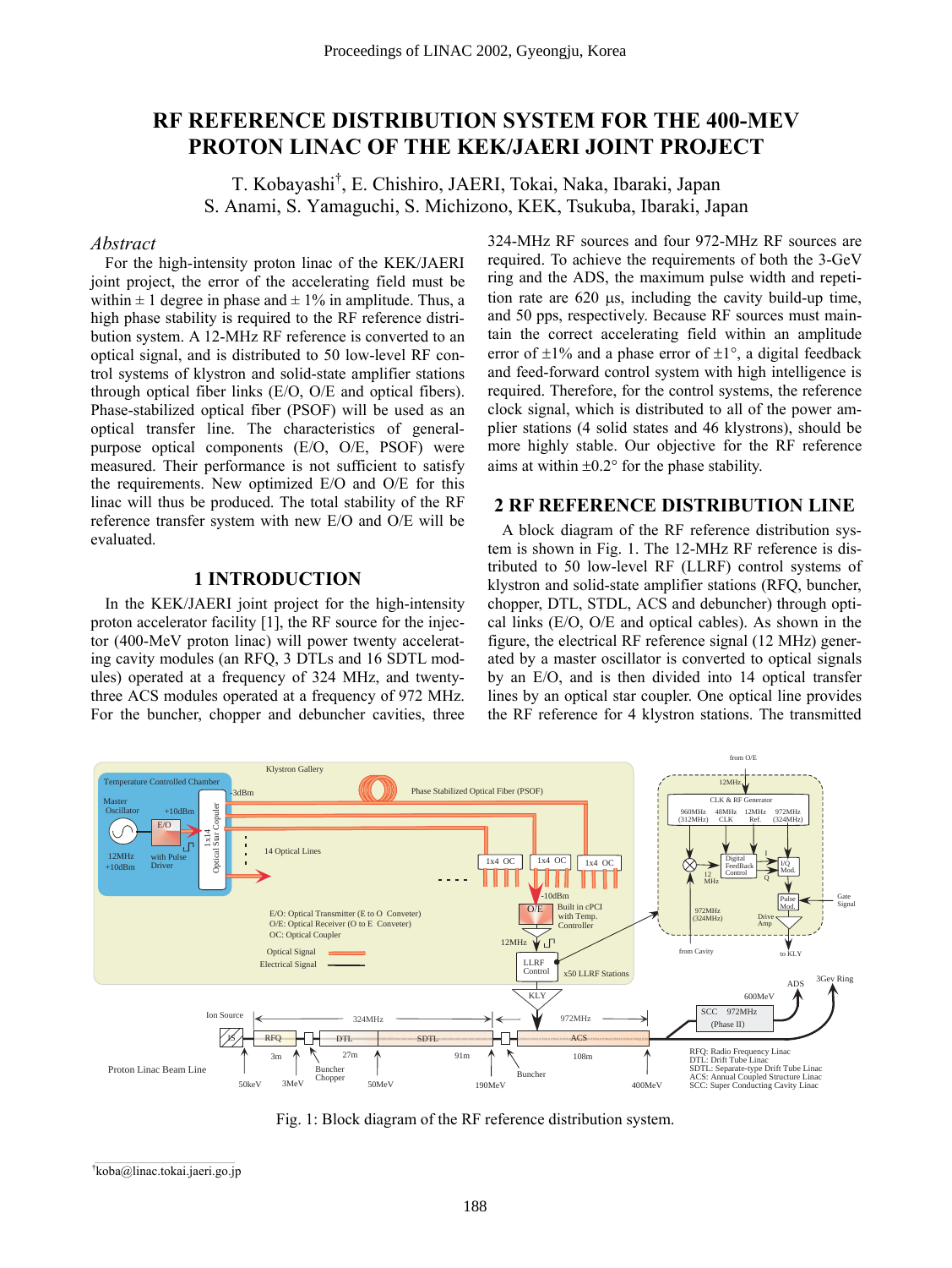# RF REFERENCE DISTRIBUTION SYSTEM FOR THE 400-MEV PROTON LINAC OF THE KEK/JAERI JOINT PROJECT

T. Kobayashi†, E. Chishiro, JAERI, Tokai, Naka, Ibaraki, Japan
S. Anami, S. Yamaguchi, S. Michizono, KEK, Tsukuba, Ibaraki, Japan

*Abstract*

For the high-intensity proton linac of the KEK/JAERI joint project, the error of the accelerating field must be within ± 1 degree in phase and ± 1% in amplitude. Thus, a high phase stability is required to the RF reference distribution system. A 12-MHz RF reference is converted to an optical signal, and is distributed to 50 low-level RF control systems of klystron and solid-state amplifier stations through optical fiber links (E/O, O/E and optical fibers). Phase-stabilized optical fiber (PSOF) will be used as an optical transfer line. The characteristics of general-purpose optical components (E/O, O/E, PSOF) were measured. Their performance is not sufficient to satisfy the requirements. New optimized E/O and O/E for this linac will thus be produced. The total stability of the RF reference transfer system with new E/O and O/E will be evaluated.

## 1 INTRODUCTION

In the KEK/JAERI joint project for the high-intensity proton accelerator facility [1], the RF source for the injector (400-MeV proton linac) will power twenty accelerating cavity modules (an RFQ, 3 DTLs and 16 SDTL modules) operated at a frequency of 324 MHz, and twenty-three ACS modules operated at a frequency of 972 MHz. For the buncher, chopper and debuncher cavities, three 324-MHz RF sources and four 972-MHz RF sources are required. To achieve the requirements of both the 3-GeV ring and the ADS, the maximum pulse width and repetition rate are 620 μs, including the cavity build-up time, and 50 pps, respectively. Because RF sources must maintain the correct accelerating field within an amplitude error of ±1% and a phase error of ±1°, a digital feedback and feed-forward control system with high intelligence is required. Therefore, for the control systems, the reference clock signal, which is distributed to all of the power amplifier stations (4 solid states and 46 klystrons), should be more highly stable. Our objective for the RF reference aims at within ±0.2° for the phase stability.

## 2 RF REFERENCE DISTRIBUTION LINE

A block diagram of the RF reference distribution system is shown in Fig. 1. The 12-MHz RF reference is distributed to 50 low-level RF (LLRF) control systems of klystron and solid-state amplifier stations (RFQ, buncher, chopper, DTL, STDL, ACS and debuncher) through optical links (E/O, O/E and optical cables). As shown in the figure, the electrical RF reference signal (12 MHz) generated by a master oscillator is converted to optical signals by an E/O, and is then divided into 14 optical transfer lines by an optical star coupler. One optical line provides the RF reference for 4 klystron stations. The transmitted

Fig. 1: Block diagram of the RF reference distribution system.

†koba@linac.tokai.jaeri.go.jp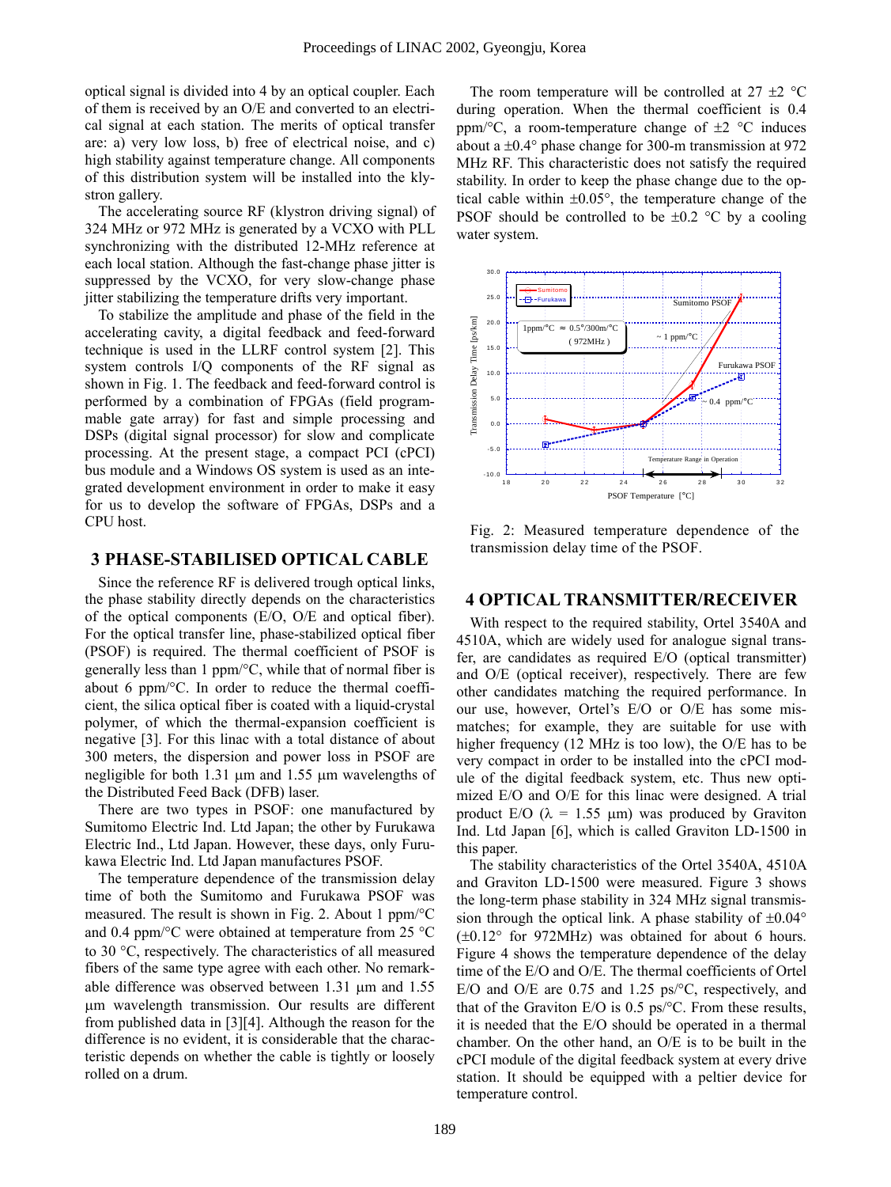optical signal is divided into 4 by an optical coupler. Each of them is received by an O/E and converted to an electrical signal at each station. The merits of optical transfer are: a) very low loss, b) free of electrical noise, and c) high stability against temperature change. All components of this distribution system will be installed into the klystron gallery.

The accelerating source RF (klystron driving signal) of 324 MHz or 972 MHz is generated by a VCXO with PLL synchronizing with the distributed 12-MHz reference at each local station. Although the fast-change phase jitter is suppressed by the VCXO, for very slow-change phase jitter stabilizing the temperature drifts very important.

To stabilize the amplitude and phase of the field in the accelerating cavity, a digital feedback and feed-forward technique is used in the LLRF control system [2]. This system controls I/Q components of the RF signal as shown in Fig. 1. The feedback and feed-forward control is performed by a combination of FPGAs (field programmable gate array) for fast and simple processing and DSPs (digital signal processor) for slow and complicate processing. At the present stage, a compact PCI (cPCI) bus module and a Windows OS system is used as an integrated development environment in order to make it easy for us to develop the software of FPGAs, DSPs and a CPU host.

## 3 PHASE-STABILISED OPTICAL CABLE

Since the reference RF is delivered trough optical links, the phase stability directly depends on the characteristics of the optical components (E/O, O/E and optical fiber). For the optical transfer line, phase-stabilized optical fiber (PSOF) is required. The thermal coefficient of PSOF is generally less than 1 ppm/°C, while that of normal fiber is about 6 ppm/°C. In order to reduce the thermal coefficient, the silica optical fiber is coated with a liquid-crystal polymer, of which the thermal-expansion coefficient is negative [3]. For this linac with a total distance of about 300 meters, the dispersion and power loss in PSOF are negligible for both 1.31 µm and 1.55 µm wavelengths of the Distributed Feed Back (DFB) laser.

There are two types in PSOF: one manufactured by Sumitomo Electric Ind. Ltd Japan; the other by Furukawa Electric Ind., Ltd Japan. However, these days, only Furukawa Electric Ind. Ltd Japan manufactures PSOF.

The temperature dependence of the transmission delay time of both the Sumitomo and Furukawa PSOF was measured. The result is shown in Fig. 2. About 1 ppm/°C and 0.4 ppm/°C were obtained at temperature from 25 °C to 30 °C, respectively. The characteristics of all measured fibers of the same type agree with each other. No remarkable difference was observed between 1.31 µm and 1.55 µm wavelength transmission. Our results are different from published data in [3][4]. Although the reason for the difference is no evident, it is considerable that the characteristic depends on whether the cable is tightly or loosely rolled on a drum.

The room temperature will be controlled at 27 ±2 °C during operation. When the thermal coefficient is 0.4 ppm/°C, a room-temperature change of ±2 °C induces about a ±0.4° phase change for 300-m transmission at 972 MHz RF. This characteristic does not satisfy the required stability. In order to keep the phase change due to the optical cable within ±0.05°, the temperature change of the PSOF should be controlled to be ±0.2 °C by a cooling water system.

Fig. 2: Measured temperature dependence of the transmission delay time of the PSOF.

## 4 OPTICAL TRANSMITTER/RECEIVER

With respect to the required stability, Ortel 3540A and 4510A, which are widely used for analogue signal transfer, are candidates as required E/O (optical transmitter) and O/E (optical receiver), respectively. There are few other candidates matching the required performance. In our use, however, Ortel's E/O or O/E has some mismatches; for example, they are suitable for use with higher frequency (12 MHz is too low), the O/E has to be very compact in order to be installed into the cPCI module of the digital feedback system, etc. Thus new optimized E/O and O/E for this linac were designed. A trial product E/O ($\lambda$ = 1.55 µm) was produced by Graviton Ind. Ltd Japan [6], which is called Graviton LD-1500 in this paper.

The stability characteristics of the Ortel 3540A, 4510A and Graviton LD-1500 were measured. Figure 3 shows the long-term phase stability in 324 MHz signal transmission through the optical link. A phase stability of ±0.04° (±0.12° for 972MHz) was obtained for about 6 hours. Figure 4 shows the temperature dependence of the delay time of the E/O and O/E. The thermal coefficients of Ortel E/O and O/E are 0.75 and 1.25 ps/°C, respectively, and that of the Graviton E/O is 0.5 ps/°C. From these results, it is needed that the E/O should be operated in a thermal chamber. On the other hand, an O/E is to be built in the cPCI module of the digital feedback system at every drive station. It should be equipped with a peltier device for temperature control.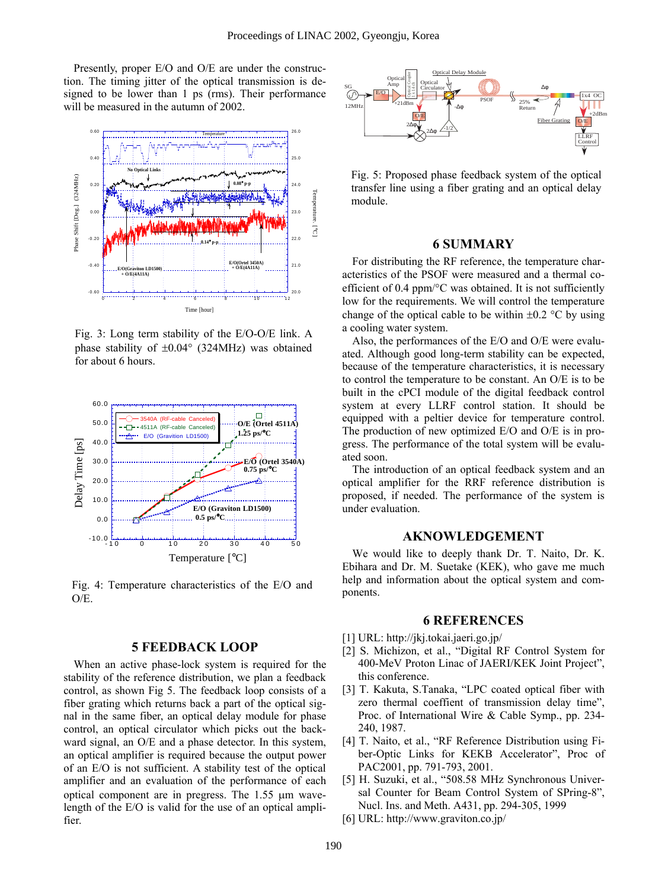Presently, proper E/O and O/E are under the construction. The timing jitter of the optical transmission is designed to be lower than 1 ps (rms). Their performance will be measured in the autumn of 2002.

Temperature
No Optical Links
0.08° p-p
0.14° p-p
E/O(Graviton LD1500) + O/E(4A11A)
E/O(Ortel 3450A) + O/E(4A11A)
Phase Shift [Deg.] (324MHz)
Temperature [°C]
Time [hour]
0.60
0.40
0.20
0.00
-0.20
-0.40
-0.60
26.0
25.0
24.0
23.0
22.0
21.0
20.0
0
2
4
6
8
10
12

Fig. 3: Long term stability of the E/O-O/E link. A phase stability of ±0.04° (324MHz) was obtained for about 6 hours.

3540A (RF-cable Canceled)
4511A (RF-cable Canceled)
E/O (Gravition LD1500)
O/E (Ortel 4511A)
1.25 ps/°C
E/O (Ortel 3540A)
0.75 ps/°C
E/O (Graviton LD1500)
0.5 ps/°C
Delay Time [ps]
Temperature [°C]
60.0
50.0
40.0
30.0
20.0
10.0
0.0
-10.0
-10
0
10
20
30
40
50

Fig. 4: Temperature characteristics of the E/O and O/E.

## 5 FEEDBACK LOOP

When an active phase-lock system is required for the stability of the reference distribution, we plan a feedback control, as shown Fig 5. The feedback loop consists of a fiber grating which returns back a part of the optical signal in the same fiber, an optical delay module for phase control, an optical circulator which picks out the backward signal, an O/E and a phase detector. In this system, an optical amplifier is required because the output power of an E/O is not sufficient. A stability test of the optical amplifier and an evaluation of the performance of each optical component are in progress. The 1.55 μm wavelength of the E/O is valid for the use of an optical amplifier.

SG
12MHz
E/O
Optical Amp
Optical Coupler
+21dBm
Optical Circulator
Optical Delay Module
PSOF
O/E
-Δφ
2Δφ
2Δφ
-1/2
Δφ
25% Return
Fiber Grating
1x4 OC
+2dBm
O/E
LLRF Control

Fig. 5: Proposed phase feedback system of the optical transfer line using a fiber grating and an optical delay module.

## 6 SUMMARY

For distributing the RF reference, the temperature characteristics of the PSOF were measured and a thermal coefficient of 0.4 ppm/°C was obtained. It is not sufficiently low for the requirements. We will control the temperature change of the optical cable to be within ±0.2 °C by using a cooling water system.

Also, the performances of the E/O and O/E were evaluated. Although good long-term stability can be expected, because of the temperature characteristics, it is necessary to control the temperature to be constant. An O/E is to be built in the cPCI module of the digital feedback control system at every LLRF control station. It should be equipped with a peltier device for temperature control. The production of new optimized E/O and O/E is in progress. The performance of the total system will be evaluated soon.

The introduction of an optical feedback system and an optical amplifier for the RRF reference distribution is proposed, if needed. The performance of the system is under evaluation.

## AKNOWLEDGEMENT

We would like to deeply thank Dr. T. Naito, Dr. K. Ebihara and Dr. M. Suetake (KEK), who gave me much help and information about the optical system and components.

## 6 REFERENCES

[1] URL: http://jkj.tokai.jaeri.go.jp/

[2] S. Michizon, et al., "Digital RF Control System for 400-MeV Proton Linac of JAERI/KEK Joint Project", this conference.

[3] T. Kakuta, S.Tanaka, "LPC coated optical fiber with zero thermal coeffient of transmission delay time", Proc. of International Wire & Cable Symp., pp. 234-240, 1987.

[4] T. Naito, et al., "RF Reference Distribution using Fiber-Optic Links for KEKB Accelerator", Proc of PAC2001, pp. 791-793, 2001.

[5] H. Suzuki, et al., "508.58 MHz Synchronous Universal Counter for Beam Control System of SPring-8", Nucl. Ins. and Meth. A431, pp. 294-305, 1999

[6] URL: http://www.graviton.co.jp/